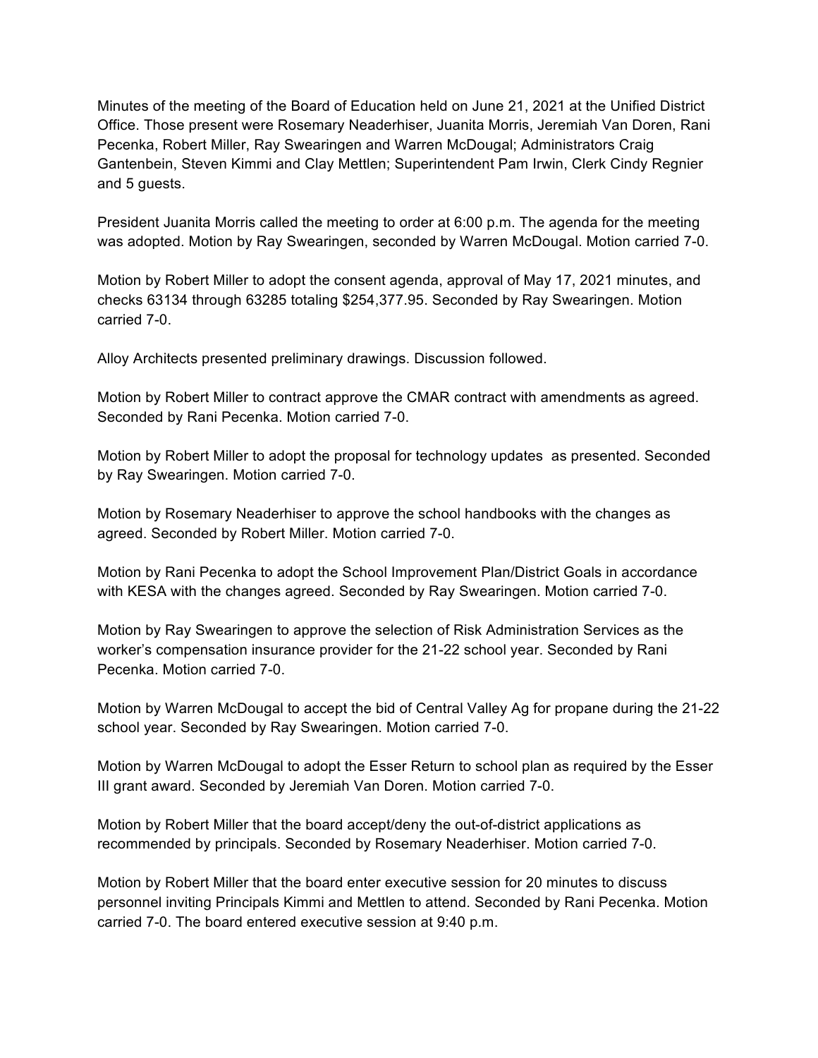Minutes of the meeting of the Board of Education held on June 21, 2021 at the Unified District Office. Those present were Rosemary Neaderhiser, Juanita Morris, Jeremiah Van Doren, Rani Pecenka, Robert Miller, Ray Swearingen and Warren McDougal; Administrators Craig Gantenbein, Steven Kimmi and Clay Mettlen; Superintendent Pam Irwin, Clerk Cindy Regnier and 5 guests.

President Juanita Morris called the meeting to order at 6:00 p.m. The agenda for the meeting was adopted. Motion by Ray Swearingen, seconded by Warren McDougal. Motion carried 7-0.

Motion by Robert Miller to adopt the consent agenda, approval of May 17, 2021 minutes, and checks 63134 through 63285 totaling $254,377.95. Seconded by Ray Swearingen. Motion carried 7-0.

Alloy Architects presented preliminary drawings. Discussion followed.

Motion by Robert Miller to contract approve the CMAR contract with amendments as agreed. Seconded by Rani Pecenka. Motion carried 7-0.

Motion by Robert Miller to adopt the proposal for technology updates as presented. Seconded by Ray Swearingen. Motion carried 7-0.

Motion by Rosemary Neaderhiser to approve the school handbooks with the changes as agreed. Seconded by Robert Miller. Motion carried 7-0.

Motion by Rani Pecenka to adopt the School Improvement Plan/District Goals in accordance with KESA with the changes agreed. Seconded by Ray Swearingen. Motion carried 7-0.

Motion by Ray Swearingen to approve the selection of Risk Administration Services as the worker's compensation insurance provider for the 21-22 school year. Seconded by Rani Pecenka. Motion carried 7-0.

Motion by Warren McDougal to accept the bid of Central Valley Ag for propane during the 21-22 school year. Seconded by Ray Swearingen. Motion carried 7-0.

Motion by Warren McDougal to adopt the Esser Return to school plan as required by the Esser III grant award. Seconded by Jeremiah Van Doren. Motion carried 7-0.

Motion by Robert Miller that the board accept/deny the out-of-district applications as recommended by principals. Seconded by Rosemary Neaderhiser. Motion carried 7-0.

Motion by Robert Miller that the board enter executive session for 20 minutes to discuss personnel inviting Principals Kimmi and Mettlen to attend. Seconded by Rani Pecenka. Motion carried 7-0. The board entered executive session at 9:40 p.m.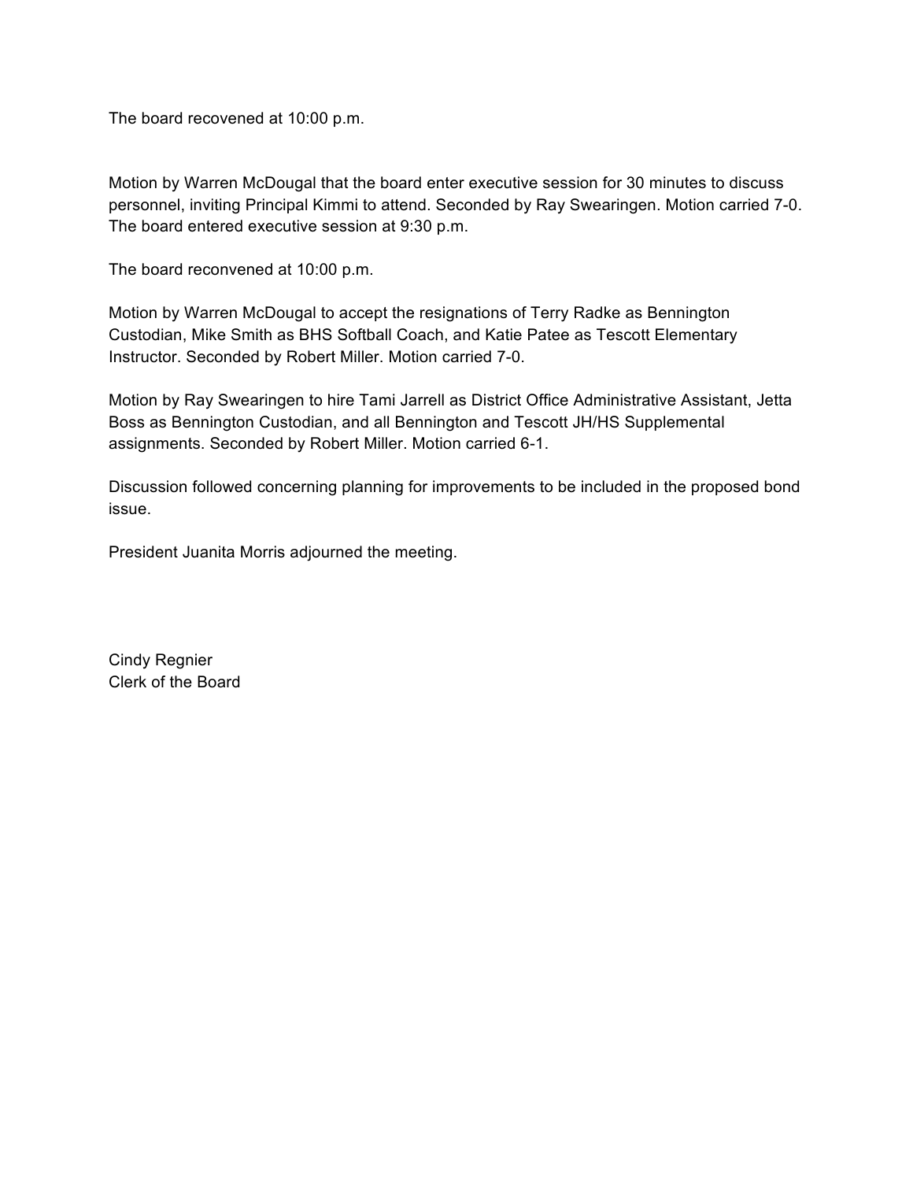The board recovened at 10:00 p.m.

Motion by Warren McDougal that the board enter executive session for 30 minutes to discuss personnel, inviting Principal Kimmi to attend. Seconded by Ray Swearingen. Motion carried 7-0. The board entered executive session at 9:30 p.m.

The board reconvened at 10:00 p.m.

Motion by Warren McDougal to accept the resignations of Terry Radke as Bennington Custodian, Mike Smith as BHS Softball Coach, and Katie Patee as Tescott Elementary Instructor. Seconded by Robert Miller. Motion carried 7-0.

Motion by Ray Swearingen to hire Tami Jarrell as District Office Administrative Assistant, Jetta Boss as Bennington Custodian, and all Bennington and Tescott JH/HS Supplemental assignments. Seconded by Robert Miller. Motion carried 6-1.

Discussion followed concerning planning for improvements to be included in the proposed bond issue.

President Juanita Morris adjourned the meeting.

Cindy Regnier
Clerk of the Board